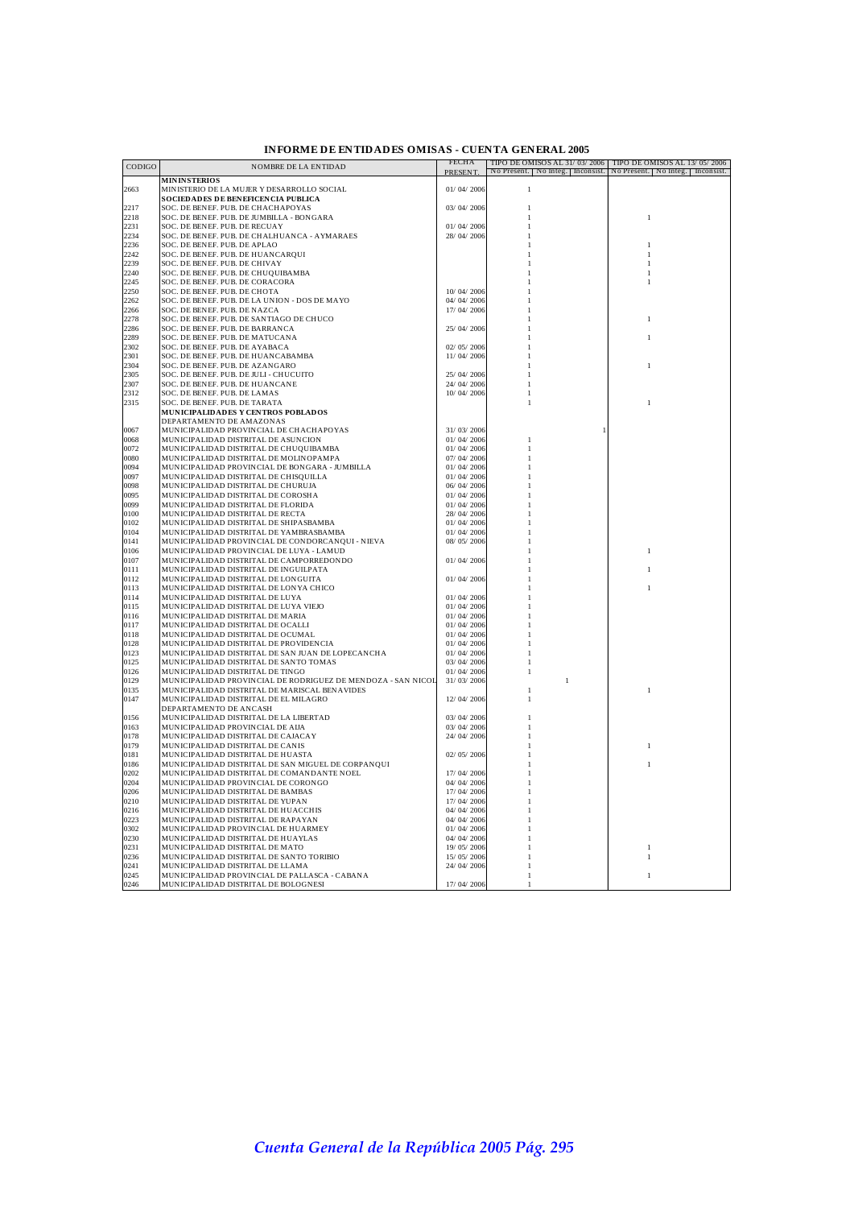# INFORME DE ENTIDADES OMISAS - CUENTA GENERAL 2005

| CODIGO | NOMBRE DE LA ENTIDAD | FECHA PRESENT. | TIPO DE OMISOS AL 31/03/2006 | | | TIPO DE OMISOS AL 13/05/2006 | | |
|---|---|---|---|---|---|---|---|---|
| | | | No Present. | No Integ. | Inconsist. | No Present. | No Integ. | Inconsist. |
| | **MININSTERIOS** | | | | | | | |
| 2663 | MINISTERIO DE LA MUJER Y DESARROLLO SOCIAL | 01/04/2006 | 1 | | | | | |
| | **SOCIEDADES DE BENEFICENCIA PUBLICA** | | | | | | | |
| 2217 | SOC. DE BENEF. PUB. DE CHACHAPOYAS | 03/04/2006 | 1 | | | | | |
| 2218 | SOC. DE BENEF. PUB. DE JUMBILLA - BONGARA | | 1 | | | 1 | | |
| 2231 | SOC. DE BENEF. PUB. DE RECUAY | 01/04/2006 | 1 | | | | | |
| 2234 | SOC. DE BENEF. PUB. DE CHALHUANCA - AYMARAES | 28/04/2006 | 1 | | | | | |
| 2236 | SOC. DE BENEF. PUB. DE APLAO | | 1 | | | 1 | | |
| 2242 | SOC. DE BENEF. PUB. DE HUANCARQUI | | 1 | | | 1 | | |
| 2239 | SOC. DE BENEF. PUB. DE CHIVAY | | 1 | | | 1 | | |
| 2240 | SOC. DE BENEF. PUB. DE CHUQUIBAMBA | | 1 | | | 1 | | |
| 2245 | SOC. DE BENEF. PUB. DE CORACORA | | 1 | | | 1 | | |
| 2250 | SOC. DE BENEF. PUB. DE CHOTA | 10/04/2006 | 1 | | | | | |
| 2262 | SOC. DE BENEF. PUB. DE LA UNION - DOS DE MAYO | 04/04/2006 | 1 | | | | | |
| 2266 | SOC. DE BENEF. PUB. DE NAZCA | 17/04/2006 | 1 | | | | | |
| 2278 | SOC. DE BENEF. PUB. DE SANTIAGO DE CHUCO | | 1 | | | 1 | | |
| 2286 | SOC. DE BENEF. PUB. DE BARRANCA | 25/04/2006 | 1 | | | | | |
| 2289 | SOC. DE BENEF. PUB. DE MATUCANA | | 1 | | | 1 | | |
| 2302 | SOC. DE BENEF. PUB. DE AYABACA | 02/05/2006 | 1 | | | | | |
| 2301 | SOC. DE BENEF. PUB. DE HUANCABAMBA | 11/04/2006 | 1 | | | | | |
| 2304 | SOC. DE BENEF. PUB. DE AZANGARO | | 1 | | | 1 | | |
| 2305 | SOC. DE BENEF. PUB. DE JULI - CHUCUITO | 25/04/2006 | 1 | | | | | |
| 2307 | SOC. DE BENEF. PUB. DE HUANCANE | 24/04/2006 | 1 | | | | | |
| 2312 | SOC. DE BENEF. PUB. DE LAMAS | 10/04/2006 | 1 | | | | | |
| 2315 | SOC. DE BENEF. PUB. DE TARATA | | 1 | | | 1 | | |
| | **MUNICIPALIDADES Y CENTROS POBLADOS** | | | | | | | |
| | DEPARTAMENTO DE AMAZONAS | | | | | | | |
| 0067 | MUNICIPALIDAD PROVINCIAL DE CHACHAPOYAS | 31/03/2006 | | | 1 | | | |
| 0068 | MUNICIPALIDAD DISTRITAL DE ASUNCION | 01/04/2006 | 1 | | | | | |
| 0072 | MUNICIPALIDAD DISTRITAL DE CHUQUIBAMBA | 01/04/2006 | 1 | | | | | |
| 0080 | MUNICIPALIDAD DISTRITAL DE MOLINOPAMPA | 07/04/2006 | 1 | | | | | |
| 0094 | MUNICIPALIDAD PROVINCIAL DE BONGARA - JUMBILLA | 01/04/2006 | 1 | | | | | |
| 0097 | MUNICIPALIDAD DISTRITAL DE CHISQUILLA | 01/04/2006 | 1 | | | | | |
| 0098 | MUNICIPALIDAD DISTRITAL DE CHURUJA | 06/04/2006 | 1 | | | | | |
| 0095 | MUNICIPALIDAD DISTRITAL DE COROSHA | 01/04/2006 | 1 | | | | | |
| 0099 | MUNICIPALIDAD DISTRITAL DE FLORIDA | 01/04/2006 | 1 | | | | | |
| 0100 | MUNICIPALIDAD DISTRITAL DE RECTA | 28/04/2006 | 1 | | | | | |
| 0102 | MUNICIPALIDAD DISTRITAL DE SHIPASBAMBA | 01/04/2006 | 1 | | | | | |
| 0104 | MUNICIPALIDAD DISTRITAL DE YAMBRASBAMBA | 01/04/2006 | 1 | | | | | |
| 0141 | MUNICIPALIDAD PROVINCIAL DE CONDORCANQUI - NIEVA | 08/05/2006 | 1 | | | | | |
| 0106 | MUNICIPALIDAD PROVINCIAL DE LUYA - LAMUD | | 1 | | | 1 | | |
| 0107 | MUNICIPALIDAD DISTRITAL DE CAMPORREDONDO | 01/04/2006 | 1 | | | | | |
| 0111 | MUNICIPALIDAD DISTRITAL DE INGUILPATA | | 1 | | | 1 | | |
| 0112 | MUNICIPALIDAD DISTRITAL DE LONGUITA | 01/04/2006 | 1 | | | | | |
| 0113 | MUNICIPALIDAD DISTRITAL DE LONYA CHICO | | 1 | | | 1 | | |
| 0114 | MUNICIPALIDAD DISTRITAL DE LUYA | 01/04/2006 | 1 | | | | | |
| 0115 | MUNICIPALIDAD DISTRITAL DE LUYA VIEJO | 01/04/2006 | 1 | | | | | |
| 0116 | MUNICIPALIDAD DISTRITAL DE MARIA | 01/04/2006 | 1 | | | | | |
| 0117 | MUNICIPALIDAD DISTRITAL DE OCALLI | 01/04/2006 | 1 | | | | | |
| 0118 | MUNICIPALIDAD DISTRITAL DE OCUMAL | 01/04/2006 | 1 | | | | | |
| 0128 | MUNICIPALIDAD DISTRITAL DE PROVIDENCIA | 01/04/2006 | 1 | | | | | |
| 0123 | MUNICIPALIDAD DISTRITAL DE SAN JUAN DE LOPECANCHA | 01/04/2006 | 1 | | | | | |
| 0125 | MUNICIPALIDAD DISTRITAL DE SANTO TOMAS | 03/04/2006 | 1 | | | | | |
| 0126 | MUNICIPALIDAD DISTRITAL DE TINGO | 01/04/2006 | 1 | | | | | |
| 0129 | MUNICIPALIDAD PROVINCIAL DE RODRIGUEZ DE MENDOZA - SAN NICOL | 31/03/2006 | | 1 | | | | |
| 0135 | MUNICIPALIDAD DISTRITAL DE MARISCAL BENAVIDES | | 1 | | | 1 | | |
| 0147 | MUNICIPALIDAD DISTRITAL DE EL MILAGRO | 12/04/2006 | 1 | | | | | |
| | DEPARTAMENTO DE ANCASH | | | | | | | |
| 0156 | MUNICIPALIDAD DISTRITAL DE LA LIBERTAD | 03/04/2006 | 1 | | | | | |
| 0163 | MUNICIPALIDAD PROVINCIAL DE AIJA | 03/04/2006 | 1 | | | | | |
| 0178 | MUNICIPALIDAD DISTRITAL DE CAJACAY | 24/04/2006 | 1 | | | | | |
| 0179 | MUNICIPALIDAD DISTRITAL DE CANIS | | 1 | | | 1 | | |
| 0181 | MUNICIPALIDAD DISTRITAL DE HUASTA | 02/05/2006 | 1 | | | | | |
| 0186 | MUNICIPALIDAD DISTRITAL DE SAN MIGUEL DE CORPANQUI | | 1 | | | 1 | | |
| 0202 | MUNICIPALIDAD DISTRITAL DE COMANDANTE NOEL | 17/04/2006 | 1 | | | | | |
| 0204 | MUNICIPALIDAD PROVINCIAL DE CORONGO | 04/04/2006 | 1 | | | | | |
| 0206 | MUNICIPALIDAD DISTRITAL DE BAMBAS | 17/04/2006 | 1 | | | | | |
| 0210 | MUNICIPALIDAD DISTRITAL DE YUPAN | 17/04/2006 | 1 | | | | | |
| 0216 | MUNICIPALIDAD DISTRITAL DE HUACCHIS | 04/04/2006 | 1 | | | | | |
| 0223 | MUNICIPALIDAD DISTRITAL DE RAPAYAN | 04/04/2006 | 1 | | | | | |
| 0302 | MUNICIPALIDAD PROVINCIAL DE HUARMEY | 01/04/2006 | 1 | | | | | |
| 0230 | MUNICIPALIDAD DISTRITAL DE HUAYLAS | 04/04/2006 | 1 | | | | | |
| 0231 | MUNICIPALIDAD DISTRITAL DE MATO | 19/05/2006 | 1 | | | 1 | | |
| 0236 | MUNICIPALIDAD DISTRITAL DE SANTO TORIBIO | 15/05/2006 | 1 | | | 1 | | |
| 0241 | MUNICIPALIDAD DISTRITAL DE LLAMA | 24/04/2006 | 1 | | | | | |
| 0245 | MUNICIPALIDAD PROVINCIAL DE PALLASCA - CABANA | | 1 | | | 1 | | |
| 0246 | MUNICIPALIDAD DISTRITAL DE BOLOGNESI | 17/04/2006 | 1 | | | | | |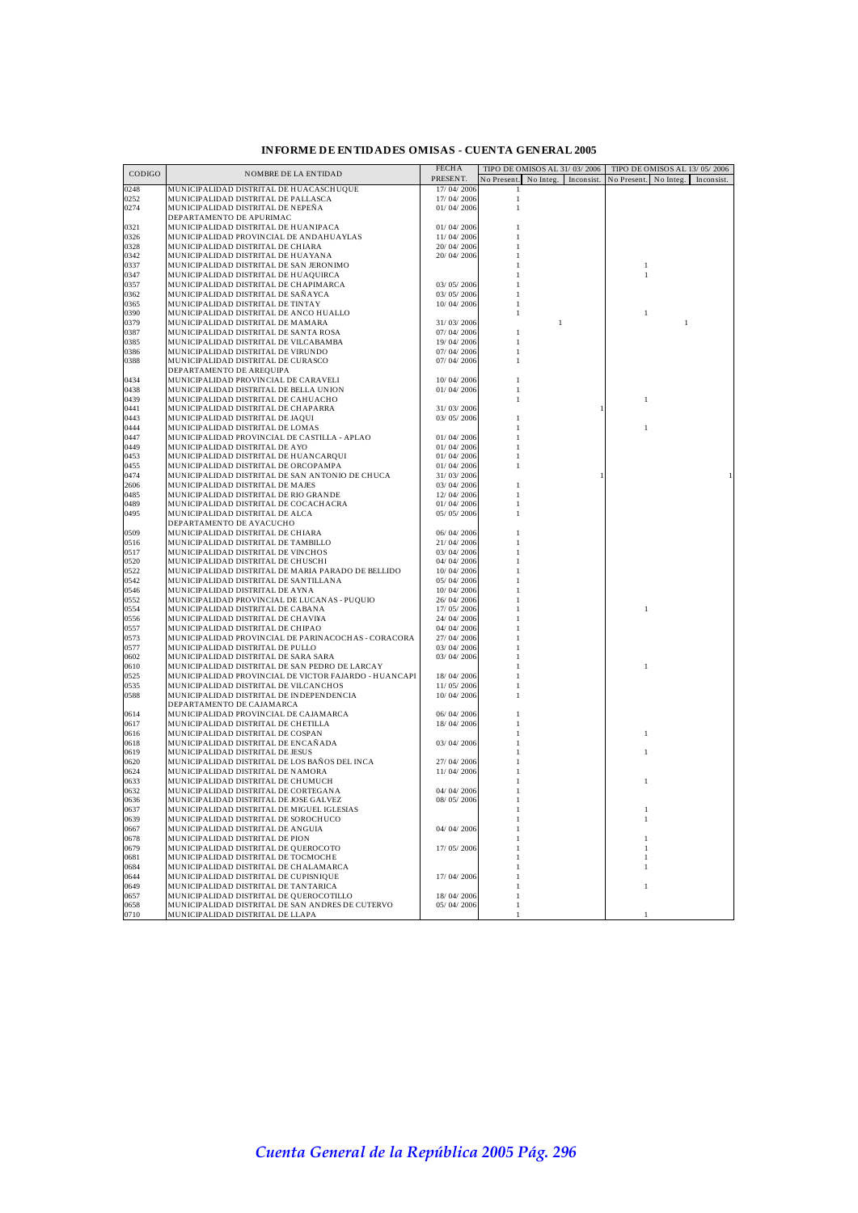# INFORME DE ENTIDADES OMISAS - CUENTA GENERAL 2005

| CODIGO | NOMBRE DE LA ENTIDAD | FECHA PRESENT. | TIPO DE OMISOS AL 31/03/2006 | | | TIPO DE OMISOS AL 13/05/2006 | | |
|---|---|---|---|---|---|---|---|---|
| | | | No Present. | No Integ. | Inconsist. | No Present. | No Integ. | Inconsist. |
| 0248 | MUNICIPALIDAD DISTRITAL DE HUACASCHUQUE | 17/04/2006 | 1 | | | | | |
| 0252 | MUNICIPALIDAD DISTRITAL DE PALLASCA | 17/04/2006 | 1 | | | | | |
| 0274 | MUNICIPALIDAD DISTRITAL DE NEPEÑA | 01/04/2006 | 1 | | | | | |
| | DEPARTAMENTO DE APURIMAC | | | | | | | |
| 0321 | MUNICIPALIDAD DISTRITAL DE HUANIPACA | 01/04/2006 | 1 | | | | | |
| 0326 | MUNICIPALIDAD PROVINCIAL DE ANDAHUAYLAS | 11/04/2006 | 1 | | | | | |
| 0328 | MUNICIPALIDAD DISTRITAL DE CHIARA | 20/04/2006 | 1 | | | | | |
| 0342 | MUNICIPALIDAD DISTRITAL DE HUAYANA | 20/04/2006 | 1 | | | | | |
| 0337 | MUNICIPALIDAD DISTRITAL DE SAN JERONIMO | | 1 | | | 1 | | |
| 0347 | MUNICIPALIDAD DISTRITAL DE HUAQUIRCA | | 1 | | | 1 | | |
| 0357 | MUNICIPALIDAD DISTRITAL DE CHAPIMARCA | 03/05/2006 | 1 | | | | | |
| 0362 | MUNICIPALIDAD DISTRITAL DE SAÑAYCA | 03/05/2006 | 1 | | | | | |
| 0365 | MUNICIPALIDAD DISTRITAL DE TINTAY | 10/04/2006 | 1 | | | | | |
| 0390 | MUNICIPALIDAD DISTRITAL DE ANCO HUALLO | | 1 | | | 1 | | |
| 0379 | MUNICIPALIDAD DISTRITAL DE MAMARA | 31/03/2006 | | 1 | | | 1 | |
| 0387 | MUNICIPALIDAD DISTRITAL DE SANTA ROSA | 07/04/2006 | 1 | | | | | |
| 0385 | MUNICIPALIDAD DISTRITAL DE VILCABAMBA | 19/04/2006 | 1 | | | | | |
| 0386 | MUNICIPALIDAD DISTRITAL DE VIRUNDO | 07/04/2006 | 1 | | | | | |
| 0388 | MUNICIPALIDAD DISTRITAL DE CURASCO | 07/04/2006 | 1 | | | | | |
| | DEPARTAMENTO DE AREQUIPA | | | | | | | |
| 0434 | MUNICIPALIDAD PROVINCIAL DE CARAVELI | 10/04/2006 | 1 | | | | | |
| 0438 | MUNICIPALIDAD DISTRITAL DE BELLA UNION | 01/04/2006 | 1 | | | | | |
| 0439 | MUNICIPALIDAD DISTRITAL DE CAHUACHO | | 1 | | | 1 | | |
| 0441 | MUNICIPALIDAD DISTRITAL DE CHAPARRA | 31/03/2006 | | | 1 | | | |
| 0443 | MUNICIPALIDAD DISTRITAL DE JAQUI | 03/05/2006 | 1 | | | | | |
| 0444 | MUNICIPALIDAD DISTRITAL DE LOMAS | | 1 | | | 1 | | |
| 0447 | MUNICIPALIDAD PROVINCIAL DE CASTILLA - APLAO | 01/04/2006 | 1 | | | | | |
| 0449 | MUNICIPALIDAD DISTRITAL DE AYO | 01/04/2006 | 1 | | | | | |
| 0453 | MUNICIPALIDAD DISTRITAL DE HUANCARQUI | 01/04/2006 | 1 | | | | | |
| 0455 | MUNICIPALIDAD DISTRITAL DE ORCOPAMPA | 01/04/2006 | 1 | | | | | |
| 0474 | MUNICIPALIDAD DISTRITAL DE SAN ANTONIO DE CHUCA | 31/03/2006 | | | 1 | | | 1 |
| 2606 | MUNICIPALIDAD DISTRITAL DE MAJES | 03/04/2006 | 1 | | | | | |
| 0485 | MUNICIPALIDAD DISTRITAL DE RIO GRANDE | 12/04/2006 | 1 | | | | | |
| 0489 | MUNICIPALIDAD DISTRITAL DE COCACHACRA | 01/04/2006 | 1 | | | | | |
| 0495 | MUNICIPALIDAD DISTRITAL DE ALCA | 05/05/2006 | 1 | | | | | |
| | DEPARTAMENTO DE AYACUCHO | | | | | | | |
| 0509 | MUNICIPALIDAD DISTRITAL DE CHIARA | 06/04/2006 | 1 | | | | | |
| 0516 | MUNICIPALIDAD DISTRITAL DE TAMBILLO | 21/04/2006 | 1 | | | | | |
| 0517 | MUNICIPALIDAD DISTRITAL DE VINCHOS | 03/04/2006 | 1 | | | | | |
| 0520 | MUNICIPALIDAD DISTRITAL DE CHUSCHI | 04/04/2006 | 1 | | | | | |
| 0522 | MUNICIPALIDAD DISTRITAL DE MARIA PARADO DE BELLIDO | 10/04/2006 | 1 | | | | | |
| 0542 | MUNICIPALIDAD DISTRITAL DE SANTILLANA | 05/04/2006 | 1 | | | | | |
| 0546 | MUNICIPALIDAD DISTRITAL DE AYNA | 10/04/2006 | 1 | | | | | |
| 0552 | MUNICIPALIDAD PROVINCIAL DE LUCANAS - PUQUIO | 26/04/2006 | 1 | | | | | |
| 0554 | MUNICIPALIDAD DISTRITAL DE CABANA | 17/05/2006 | 1 | | | 1 | | |
| 0556 | MUNICIPALIDAD DISTRITAL DE CHAVIÑA | 24/04/2006 | 1 | | | | | |
| 0557 | MUNICIPALIDAD DISTRITAL DE CHIPAO | 04/04/2006 | 1 | | | | | |
| 0573 | MUNICIPALIDAD PROVINCIAL DE PARINACOCHAS - CORACORA | 27/04/2006 | 1 | | | | | |
| 0577 | MUNICIPALIDAD DISTRITAL DE PULLO | 03/04/2006 | 1 | | | | | |
| 0602 | MUNICIPALIDAD DISTRITAL DE SARA SARA | 03/04/2006 | 1 | | | | | |
| 0610 | MUNICIPALIDAD DISTRITAL DE SAN PEDRO DE LARCAY | | 1 | | | 1 | | |
| 0525 | MUNICIPALIDAD PROVINCIAL DE VICTOR FAJARDO - HUANCAPI | 18/04/2006 | 1 | | | | | |
| 0535 | MUNICIPALIDAD DISTRITAL DE VILCANCHOS | 11/05/2006 | 1 | | | | | |
| 0588 | MUNICIPALIDAD DISTRITAL DE INDEPENDENCIA | 10/04/2006 | 1 | | | | | |
| | DEPARTAMENTO DE CAJAMARCA | | | | | | | |
| 0614 | MUNICIPALIDAD PROVINCIAL DE CAJAMARCA | 06/04/2006 | 1 | | | | | |
| 0617 | MUNICIPALIDAD DISTRITAL DE CHETILLA | 18/04/2006 | 1 | | | | | |
| 0616 | MUNICIPALIDAD DISTRITAL DE COSPAN | | 1 | | | 1 | | |
| 0618 | MUNICIPALIDAD DISTRITAL DE ENCAÑADA | 03/04/2006 | 1 | | | | | |
| 0619 | MUNICIPALIDAD DISTRITAL DE JESUS | | 1 | | | 1 | | |
| 0620 | MUNICIPALIDAD DISTRITAL DE LOS BAÑOS DEL INCA | 27/04/2006 | 1 | | | | | |
| 0624 | MUNICIPALIDAD DISTRITAL DE NAMORA | 11/04/2006 | 1 | | | | | |
| 0633 | MUNICIPALIDAD DISTRITAL DE CHUMUCH | | 1 | | | 1 | | |
| 0632 | MUNICIPALIDAD DISTRITAL DE CORTEGANA | 04/04/2006 | 1 | | | | | |
| 0636 | MUNICIPALIDAD DISTRITAL DE JOSE GALVEZ | 08/05/2006 | 1 | | | | | |
| 0637 | MUNICIPALIDAD DISTRITAL DE MIGUEL IGLESIAS | | 1 | | | 1 | | |
| 0639 | MUNICIPALIDAD DISTRITAL DE SOROCHUCO | | 1 | | | 1 | | |
| 0667 | MUNICIPALIDAD DISTRITAL DE ANGUIA | 04/04/2006 | 1 | | | | | |
| 0678 | MUNICIPALIDAD DISTRITAL DE PION | | 1 | | | 1 | | |
| 0679 | MUNICIPALIDAD DISTRITAL DE QUEROCOTO | 17/05/2006 | 1 | | | 1 | | |
| 0681 | MUNICIPALIDAD DISTRITAL DE TOCMOCHE | | 1 | | | 1 | | |
| 0684 | MUNICIPALIDAD DISTRITAL DE CHALAMARCA | | 1 | | | 1 | | |
| 0644 | MUNICIPALIDAD DISTRITAL DE CUPISNIQUE | 17/04/2006 | 1 | | | | | |
| 0649 | MUNICIPALIDAD DISTRITAL DE TANTARICA | | 1 | | | 1 | | |
| 0657 | MUNICIPALIDAD DISTRITAL DE QUEROCOTILLO | 18/04/2006 | 1 | | | | | |
| 0658 | MUNICIPALIDAD DISTRITAL DE SAN ANDRES DE CUTERVO | 05/04/2006 | 1 | | | | | |
| 0710 | MUNICIPALIDAD DISTRITAL DE LLAPA | | 1 | | | 1 | | |

*Cuenta General de la República 2005 Pág. 296*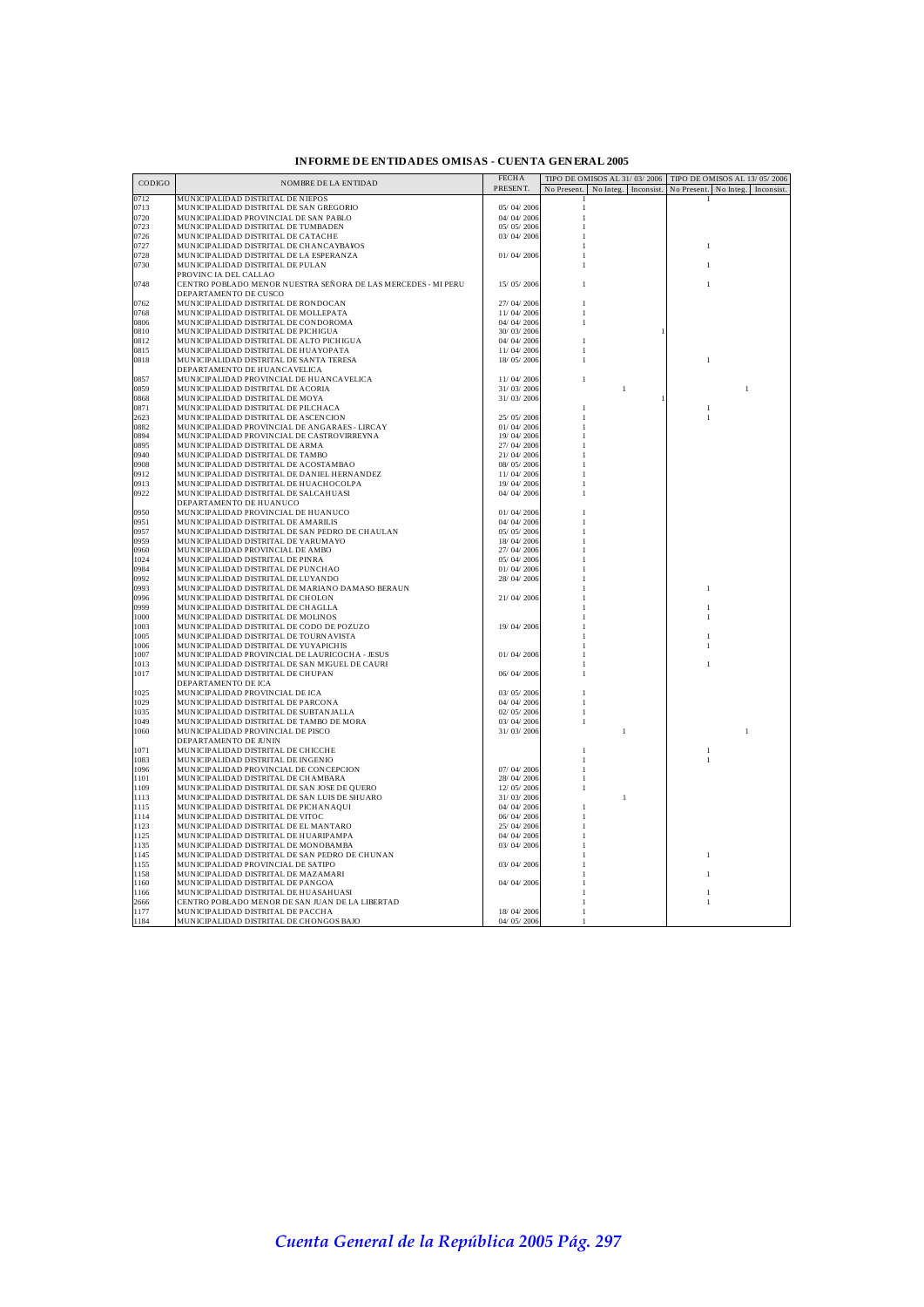# INFORME DE ENTIDADES OMISAS - CUENTA GENERAL 2005

| CODIGO | NOMBRE DE LA ENTIDAD | FECHA PRESENT. | TIPO DE OMISOS AL 31/ 03/ 2006 | | | TIPO DE OMISOS AL 13/ 05/ 2006 | | |
|---|---|---|---|---|---|---|---|---|
| | | | No Present. | No Integ. | Inconsist. | No Present. | No Integ. | Inconsist. |
| 0712 | MUNICIPALIDAD DISTRITAL DE NIEPOS | | 1 | | | 1 | | |
| 0713 | MUNICIPALIDAD DISTRITAL DE SAN GREGORIO | 05/ 04/ 2006 | 1 | | | | | |
| 0720 | MUNICIPALIDAD PROVINCIAL DE SAN PABLO | 04/ 04/ 2006 | 1 | | | | | |
| 0723 | MUNICIPALIDAD DISTRITAL DE TUMBADEN | 05/ 05/ 2006 | 1 | | | | | |
| 0726 | MUNICIPALIDAD DISTRITAL DE CATACHE | 03/ 04/ 2006 | 1 | | | | | |
| 0727 | MUNICIPALIDAD DISTRITAL DE CHANCAYBAÑOS | | 1 | | | 1 | | |
| 0728 | MUNICIPALIDAD DISTRITAL DE LA ESPERANZA | 01/ 04/ 2006 | 1 | | | | | |
| 0730 | MUNICIPALIDAD DISTRITAL DE PULAN | | 1 | | | 1 | | |
| | PROVINCIA DEL CALLAO | | | | | | | |
| 0748 | CENTRO POBLADO MENOR NUESTRA SEÑORA DE LAS MERCEDES - MI PERU | 15/ 05/ 2006 | 1 | | | 1 | | |
| | DEPARTAMENTO DE CUSCO | | | | | | | |
| 0762 | MUNICIPALIDAD DISTRITAL DE RONDOCAN | 27/ 04/ 2006 | 1 | | | | | |
| 0768 | MUNICIPALIDAD DISTRITAL DE MOLLEPATA | 11/ 04/ 2006 | 1 | | | | | |
| 0806 | MUNICIPALIDAD DISTRITAL DE CONDOROMA | 04/ 04/ 2006 | 1 | | | | | |
| 0810 | MUNICIPALIDAD DISTRITAL DE PICHIGUA | 30/ 03/ 2006 | | | 1 | | | |
| 0812 | MUNICIPALIDAD DISTRITAL DE ALTO PICHIGUA | 04/ 04/ 2006 | 1 | | | | | |
| 0815 | MUNICIPALIDAD DISTRITAL DE HUAYOPATA | 11/ 04/ 2006 | 1 | | | | | |
| 0818 | MUNICIPALIDAD DISTRITAL DE SANTA TERESA | 18/ 05/ 2006 | 1 | | | 1 | | |
| | DEPARTAMENTO DE HUANCAVELICA | | | | | | | |
| 0857 | MUNICIPALIDAD PROVINCIAL DE HUANCAVELICA | 11/ 04/ 2006 | 1 | | | | | |
| 0859 | MUNICIPALIDAD DISTRITAL DE ACORIA | 31/ 03/ 2006 | | 1 | | | 1 | |
| 0868 | MUNICIPALIDAD DISTRITAL DE MOYA | 31/ 03/ 2006 | | | 1 | | | |
| 0871 | MUNICIPALIDAD DISTRITAL DE PILCHACA | | 1 | | | 1 | | |
| 2623 | MUNICIPALIDAD DISTRITAL DE ASCENCION | 25/ 05/ 2006 | 1 | | | 1 | | |
| 0882 | MUNICIPALIDAD PROVINCIAL DE ANGARAES - LIRCAY | 01/ 04/ 2006 | 1 | | | | | |
| 0894 | MUNICIPALIDAD PROVINCIAL DE CASTROVIRREYNA | 19/ 04/ 2006 | 1 | | | | | |
| 0895 | MUNICIPALIDAD DISTRITAL DE ARMA | 27/ 04/ 2006 | 1 | | | | | |
| 0940 | MUNICIPALIDAD DISTRITAL DE TAMBO | 21/ 04/ 2006 | 1 | | | | | |
| 0908 | MUNICIPALIDAD DISTRITAL DE ACOSTAMBAO | 08/ 05/ 2006 | 1 | | | | | |
| 0912 | MUNICIPALIDAD DISTRITAL DE DANIEL HERNANDEZ | 11/ 04/ 2006 | 1 | | | | | |
| 0913 | MUNICIPALIDAD DISTRITAL DE HUACHOCOLPA | 19/ 04/ 2006 | 1 | | | | | |
| 0922 | MUNICIPALIDAD DISTRITAL DE SALCAHUASI | 04/ 04/ 2006 | 1 | | | | | |
| | DEPARTAMENTO DE HUANUCO | | | | | | | |
| 0950 | MUNICIPALIDAD PROVINCIAL DE HUANUCO | 01/ 04/ 2006 | 1 | | | | | |
| 0951 | MUNICIPALIDAD DISTRITAL DE AMARILIS | 04/ 04/ 2006 | 1 | | | | | |
| 0957 | MUNICIPALIDAD DISTRITAL DE SAN PEDRO DE CHAULAN | 05/ 05/ 2006 | 1 | | | | | |
| 0959 | MUNICIPALIDAD DISTRITAL DE YARUMAYO | 18/ 04/ 2006 | 1 | | | | | |
| 0960 | MUNICIPALIDAD PROVINCIAL DE AMBO | 27/ 04/ 2006 | 1 | | | | | |
| 1024 | MUNICIPALIDAD DISTRITAL DE PINRA | 05/ 04/ 2006 | 1 | | | | | |
| 0984 | MUNICIPALIDAD DISTRITAL DE PUNCHAO | 01/ 04/ 2006 | 1 | | | | | |
| 0992 | MUNICIPALIDAD DISTRITAL DE LUYANDO | 28/ 04/ 2006 | 1 | | | | | |
| 0993 | MUNICIPALIDAD DISTRITAL DE MARIANO DAMASO BERAUN | | 1 | | | 1 | | |
| 0996 | MUNICIPALIDAD DISTRITAL DE CHOLON | 21/ 04/ 2006 | 1 | | | | | |
| 0999 | MUNICIPALIDAD DISTRITAL DE CHAGLLA | | 1 | | | 1 | | |
| 1000 | MUNICIPALIDAD DISTRITAL DE MOLINOS | | 1 | | | 1 | | |
| 1003 | MUNICIPALIDAD DISTRITAL DE CODO DE POZUZO | 19/ 04/ 2006 | 1 | | | | | |
| 1005 | MUNICIPALIDAD DISTRITAL DE TOURNAVISTA | | 1 | | | 1 | | |
| 1006 | MUNICIPALIDAD DISTRITAL DE YUYAPICHIS | | 1 | | | 1 | | |
| 1007 | MUNICIPALIDAD PROVINCIAL DE LAURICOCHA - JESUS | 01/ 04/ 2006 | 1 | | | | | |
| 1013 | MUNICIPALIDAD DISTRITAL DE SAN MIGUEL DE CAURI | | 1 | | | 1 | | |
| 1017 | MUNICIPALIDAD DISTRITAL DE CHUPAN | 06/ 04/ 2006 | 1 | | | | | |
| | DEPARTAMENTO DE ICA | | | | | | | |
| 1025 | MUNICIPALIDAD PROVINCIAL DE ICA | 03/ 05/ 2006 | 1 | | | | | |
| 1029 | MUNICIPALIDAD DISTRITAL DE PARCONA | 04/ 04/ 2006 | 1 | | | | | |
| 1035 | MUNICIPALIDAD DISTRITAL DE SUBTANJALLA | 02/ 05/ 2006 | 1 | | | | | |
| 1049 | MUNICIPALIDAD DISTRITAL DE TAMBO DE MORA | 03/ 04/ 2006 | 1 | | | | | |
| 1060 | MUNICIPALIDAD PROVINCIAL DE PISCO | 31/ 03/ 2006 | | 1 | | | 1 | |
| | DEPARTAMENTO DE JUNIN | | | | | | | |
| 1071 | MUNICIPALIDAD DISTRITAL DE CHICCHE | | 1 | | | 1 | | |
| 1083 | MUNICIPALIDAD DISTRITAL DE INGENIO | | 1 | | | 1 | | |
| 1096 | MUNICIPALIDAD PROVINCIAL DE CONCEPCION | 07/ 04/ 2006 | 1 | | | | | |
| 1101 | MUNICIPALIDAD DISTRITAL DE CHAMBARA | 28/ 04/ 2006 | 1 | | | | | |
| 1109 | MUNICIPALIDAD DISTRITAL DE SAN JOSE DE QUERO | 12/ 05/ 2006 | 1 | | | | | |
| 1113 | MUNICIPALIDAD DISTRITAL DE SAN LUIS DE SHUARO | 31/ 03/ 2006 | | 1 | | | | |
| 1115 | MUNICIPALIDAD DISTRITAL DE PICHANAQUI | 04/ 04/ 2006 | 1 | | | | | |
| 1114 | MUNICIPALIDAD DISTRITAL DE VITOC | 06/ 04/ 2006 | 1 | | | | | |
| 1123 | MUNICIPALIDAD DISTRITAL DE EL MANTARO | 25/ 04/ 2006 | 1 | | | | | |
| 1125 | MUNICIPALIDAD DISTRITAL DE HUARIPAMPA | 04/ 04/ 2006 | 1 | | | | | |
| 1135 | MUNICIPALIDAD DISTRITAL DE MONOBAMBA | 03/ 04/ 2006 | 1 | | | | | |
| 1145 | MUNICIPALIDAD DISTRITAL DE SAN PEDRO DE CHUNAN | | 1 | | | 1 | | |
| 1155 | MUNICIPALIDAD PROVINCIAL DE SATIPO | 03/ 04/ 2006 | 1 | | | | | |
| 1158 | MUNICIPALIDAD DISTRITAL DE MAZAMARI | | 1 | | | 1 | | |
| 1160 | MUNICIPALIDAD DISTRITAL DE PANGOA | 04/ 04/ 2006 | 1 | | | | | |
| 1166 | MUNICIPALIDAD DISTRITAL DE HUASAHUASI | | 1 | | | 1 | | |
| 2666 | CENTRO POBLADO MENOR DE SAN JUAN DE LA LIBERTAD | | 1 | | | 1 | | |
| 1177 | MUNICIPALIDAD DISTRITAL DE PACCHA | 18/ 04/ 2006 | 1 | | | | | |
| 1184 | MUNICIPALIDAD DISTRITAL DE CHONGOS BAJO | 04/ 05/ 2006 | 1 | | | | | |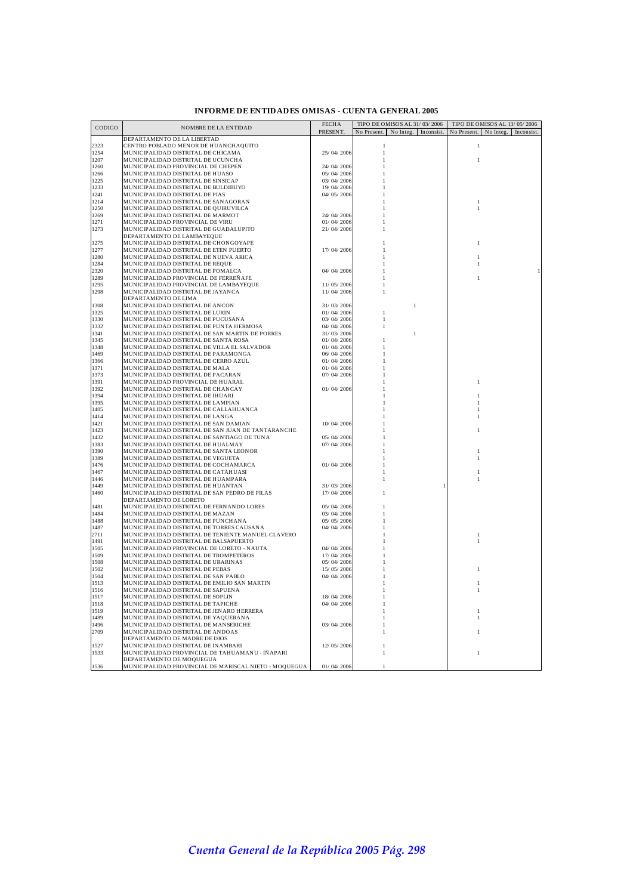# INFORME DE ENTIDADES OMISAS - CUENTA GENERAL 2005

| CODIGO | NOMBRE DE LA ENTIDAD | FECHA PRESENT. | TIPO DE OMISOS AL 31/03/2006 | | | TIPO DE OMISOS AL 13/05/2006 | | |
|---|---|---|---|---|---|---|---|---|
| | | | No Present. | No Integ. | Inconsist. | No Present. | No Integ. | Inconsist. |
| | DEPARTAMENTO DE LA LIBERTAD | | | | | | | |
| 2323 | CENTRO POBLADO MENOR DE HUANCHAQUITO | | 1 | | | 1 | | |
| 1254 | MUNICIPALIDAD DISTRITAL DE CHICAMA | 25/04/2006 | 1 | | | | | |
| 1207 | MUNICIPALIDAD DISTRITAL DE UCUNCHA | | 1 | | | 1 | | |
| 1260 | MUNICIPALIDAD PROVINCIAL DE CHEPEN | 24/04/2006 | 1 | | | | | |
| 1266 | MUNICIPALIDAD DISTRITAL DE HUASO | 05/04/2006 | 1 | | | | | |
| 1225 | MUNICIPALIDAD DISTRITAL DE SINSICAP | 03/04/2006 | 1 | | | | | |
| 1233 | MUNICIPALIDAD DISTRITAL DE BULDIBUYO | 19/04/2006 | 1 | | | | | |
| 1241 | MUNICIPALIDAD DISTRITAL DE PIAS | 04/05/2006 | 1 | | | | | |
| 1214 | MUNICIPALIDAD DISTRITAL DE SANAGORAN | | 1 | | | 1 | | |
| 1250 | MUNICIPALIDAD DISTRITAL DE QUIRUVILCA | | 1 | | | 1 | | |
| 1269 | MUNICIPALIDAD DISTRITAL DE MARMOT | 24/04/2006 | 1 | | | | | |
| 1271 | MUNICIPALIDAD PROVINCIAL DE VIRU | 01/04/2006 | 1 | | | | | |
| 1273 | MUNICIPALIDAD DISTRITAL DE GUADALUPITO | 21/04/2006 | 1 | | | | | |
| | DEPARTAMENTO DE LAMBAYEQUE | | | | | | | |
| 1275 | MUNICIPALIDAD DISTRITAL DE CHONGOYAPE | | 1 | | | 1 | | |
| 1277 | MUNICIPALIDAD DISTRITAL DE ETEN PUERTO | 17/04/2006 | 1 | | | | | |
| 1280 | MUNICIPALIDAD DISTRITAL DE NUEVA ARICA | | 1 | | | 1 | | |
| 1284 | MUNICIPALIDAD DISTRITAL DE REQUE | | 1 | | | 1 | | |
| 2320 | MUNICIPALIDAD DISTRITAL DE POMALCA | 04/04/2006 | 1 | | | | | 1 |
| 1289 | MUNICIPALIDAD PROVINCIAL DE FERREÑAFE | | 1 | | | 1 | | |
| 1295 | MUNICIPALIDAD PROVINCIAL DE LAMBAYEQUE | 11/05/2006 | 1 | | | | | |
| 1298 | MUNICIPALIDAD DISTRITAL DE JAYANCA | 11/04/2006 | 1 | | | | | |
| | DEPARTAMENTO DE LIMA | | | | | | | |
| 1308 | MUNICIPALIDAD DISTRITAL DE ANCON | 31/03/2006 | | 1 | | | | |
| 1325 | MUNICIPALIDAD DISTRITAL DE LURIN | 01/04/2006 | 1 | | | | | |
| 1330 | MUNICIPALIDAD DISTRITAL DE PUCUSANA | 03/04/2006 | 1 | | | | | |
| 1332 | MUNICIPALIDAD DISTRITAL DE PUNTA HERMOSA | 04/04/2006 | 1 | | | | | |
| 1341 | MUNICIPALIDAD DISTRITAL DE SAN MARTIN DE PORRES | 31/03/2006 | | 1 | | | | |
| 1345 | MUNICIPALIDAD DISTRITAL DE SANTA ROSA | 01/04/2006 | 1 | | | | | |
| 1348 | MUNICIPALIDAD DISTRITAL DE VILLA EL SALVADOR | 01/04/2006 | 1 | | | | | |
| 1469 | MUNICIPALIDAD DISTRITAL DE PARAMONGA | 06/04/2006 | 1 | | | | | |
| 1366 | MUNICIPALIDAD DISTRITAL DE CERRO AZUL | 01/04/2006 | 1 | | | | | |
| 1371 | MUNICIPALIDAD DISTRITAL DE MALA | 01/04/2006 | 1 | | | | | |
| 1373 | MUNICIPALIDAD DISTRITAL DE PACARAN | 07/04/2006 | 1 | | | | | |
| 1391 | MUNICIPALIDAD PROVINCIAL DE HUARAL | | 1 | | | 1 | | |
| 1392 | MUNICIPALIDAD DISTRITAL DE CHANCAY | 01/04/2006 | 1 | | | | | |
| 1394 | MUNICIPALIDAD DISTRITAL DE IHUARI | | 1 | | | 1 | | |
| 1395 | MUNICIPALIDAD DISTRITAL DE LAMPIAN | | 1 | | | 1 | | |
| 1405 | MUNICIPALIDAD DISTRITAL DE CALLAHUANCA | | 1 | | | 1 | | |
| 1414 | MUNICIPALIDAD DISTRITAL DE LANGA | | 1 | | | 1 | | |
| 1421 | MUNICIPALIDAD DISTRITAL DE SAN DAMIAN | 10/04/2006 | 1 | | | | | |
| 1423 | MUNICIPALIDAD DISTRITAL DE SAN JUAN DE TANTARANCHE | | 1 | | | 1 | | |
| 1432 | MUNICIPALIDAD DISTRITAL DE SANTIAGO DE TUNA | 05/04/2006 | 1 | | | | | |
| 1383 | MUNICIPALIDAD DISTRITAL DE HUALMAY | 07/04/2006 | 1 | | | | | |
| 1390 | MUNICIPALIDAD DISTRITAL DE SANTA LEONOR | | 1 | | | 1 | | |
| 1389 | MUNICIPALIDAD DISTRITAL DE VEGUETA | | 1 | | | 1 | | |
| 1476 | MUNICIPALIDAD DISTRITAL DE COCHAMARCA | 01/04/2006 | 1 | | | | | |
| 1467 | MUNICIPALIDAD DISTRITAL DE CATAHUASI | | 1 | | | 1 | | |
| 1446 | MUNICIPALIDAD DISTRITAL DE HUAMPARA | | 1 | | | 1 | | |
| 1449 | MUNICIPALIDAD DISTRITAL DE HUANTAN | 31/03/2006 | | | 1 | | | |
| 1460 | MUNICIPALIDAD DISTRITAL DE SAN PEDRO DE PILAS | 17/04/2006 | 1 | | | | | |
| | DEPARTAMENTO DE LORETO | | | | | | | |
| 1481 | MUNICIPALIDAD DISTRITAL DE FERNANDO LORES | 05/04/2006 | 1 | | | | | |
| 1484 | MUNICIPALIDAD DISTRITAL DE MAZAN | 03/04/2006 | 1 | | | | | |
| 1488 | MUNICIPALIDAD DISTRITAL DE PUNCHANA | 05/05/2006 | 1 | | | | | |
| 1487 | MUNICIPALIDAD DISTRITAL DE TORRES CAUSANA | 04/04/2006 | 1 | | | | | |
| 2711 | MUNICIPALIDAD DISTRITAL DE TENIENTE MANUEL CLAVERO | | 1 | | | 1 | | |
| 1491 | MUNICIPALIDAD DISTRITAL DE BALSAPUERTO | | 1 | | | 1 | | |
| 1505 | MUNICIPALIDAD PROVINCIAL DE LORETO - NAUTA | 04/04/2006 | 1 | | | | | |
| 1509 | MUNICIPALIDAD DISTRITAL DE TROMPETEROS | 17/04/2006 | 1 | | | | | |
| 1508 | MUNICIPALIDAD DISTRITAL DE URARINAS | 05/04/2006 | 1 | | | | | |
| 1502 | MUNICIPALIDAD DISTRITAL DE PEBAS | 15/05/2006 | 1 | | | 1 | | |
| 1504 | MUNICIPALIDAD DISTRITAL DE SAN PABLO | 04/04/2006 | 1 | | | | | |
| 1513 | MUNICIPALIDAD DISTRITAL DE EMILIO SAN MARTIN | | 1 | | | 1 | | |
| 1516 | MUNICIPALIDAD DISTRITAL DE SAPUENA | | 1 | | | 1 | | |
| 1517 | MUNICIPALIDAD DISTRITAL DE SOPLIN | 18/04/2006 | 1 | | | | | |
| 1518 | MUNICIPALIDAD DISTRITAL DE TAPICHE | 04/04/2006 | 1 | | | | | |
| 1519 | MUNICIPALIDAD DISTRITAL DE JENARO HERRERA | | 1 | | | 1 | | |
| 1489 | MUNICIPALIDAD DISTRITAL DE YAQUERANA | | 1 | | | 1 | | |
| 1496 | MUNICIPALIDAD DISTRITAL DE MANSERICHE | 03/04/2006 | 1 | | | | | |
| 2709 | MUNICIPALIDAD DISTRITAL DE ANDOAS | | 1 | | | 1 | | |
| | DEPARTAMENTO DE MADRE DE DIOS | | | | | | | |
| 1527 | MUNICIPALIDAD DISTRITAL DE INAMBARI | 12/05/2006 | 1 | | | | | |
| 1533 | MUNICIPALIDAD PROVINCIAL DE TAHUAMANU - IÑAPARI | | 1 | | | 1 | | |
| | DEPARTAMENTO DE MOQUEGUA | | | | | | | |
| 1536 | MUNICIPALIDAD PROVINCIAL DE MARISCAL NIETO - MOQUEGUA | 01/04/2006 | 1 | | | | | |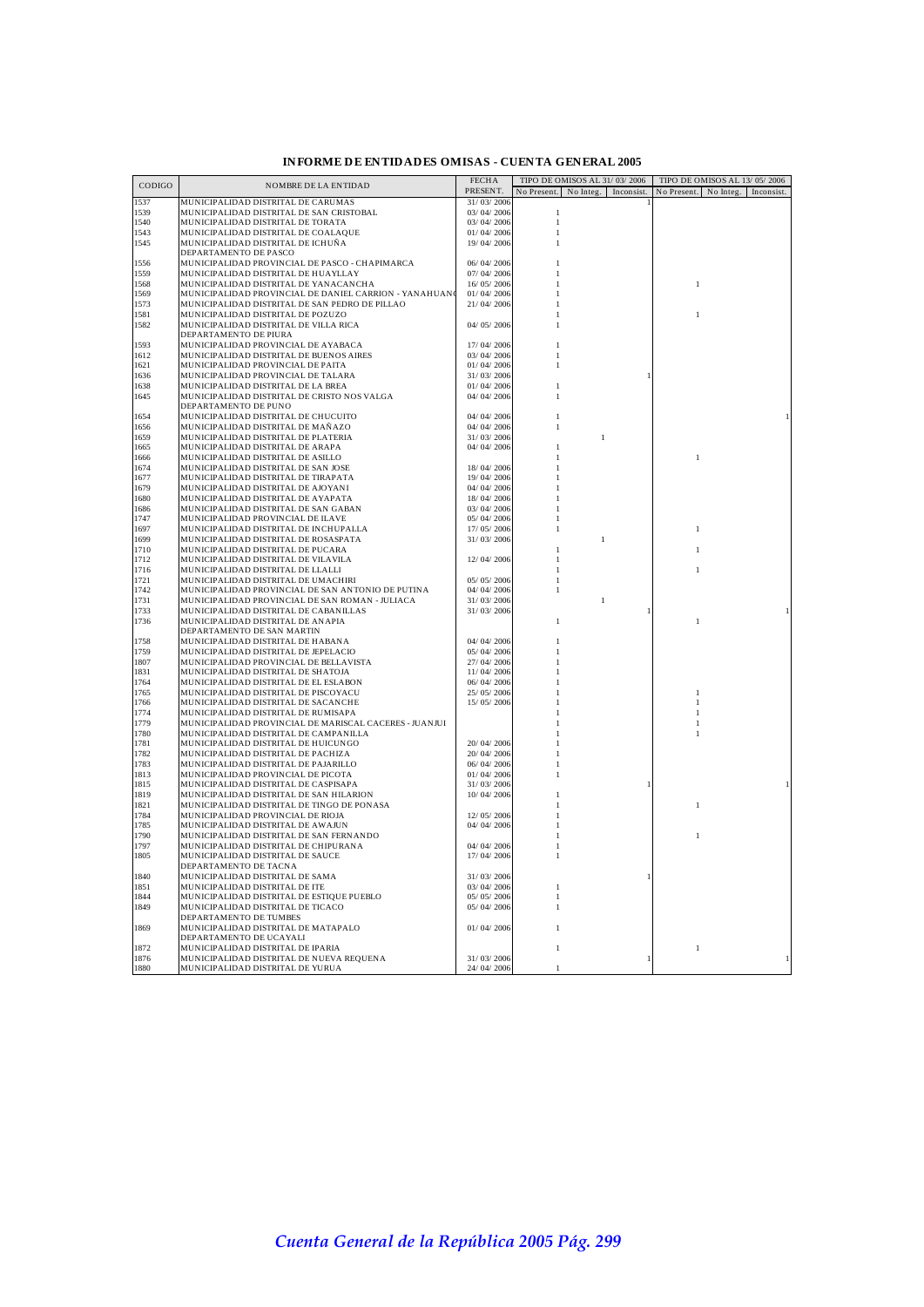# INFORME DE ENTIDADES OMISAS - CUENTA GENERAL 2005

| CODIGO | NOMBRE DE LA ENTIDAD | FECHA PRESENT. | TIPO DE OMISOS AL 31/03/2006 | | | TIPO DE OMISOS AL 13/05/2006 | | |
|---|---|---|---|---|---|---|---|---|
| | | | No Present. | No Integ. | Inconsist. | No Present. | No Integ. | Inconsist. |
| 1537 | MUNICIPALIDAD DISTRITAL DE CARUMAS | 31/03/2006 | | | 1 | | | |
| 1539 | MUNICIPALIDAD DISTRITAL DE SAN CRISTOBAL | 03/04/2006 | 1 | | | | | |
| 1540 | MUNICIPALIDAD DISTRITAL DE TORATA | 03/04/2006 | 1 | | | | | |
| 1543 | MUNICIPALIDAD DISTRITAL DE COALAQUE | 01/04/2006 | 1 | | | | | |
| 1545 | MUNICIPALIDAD DISTRITAL DE ICHUÑA | 19/04/2006 | 1 | | | | | |
| | DEPARTAMENTO DE PASCO | | | | | | | |
| 1556 | MUNICIPALIDAD PROVINCIAL DE PASCO - CHAPIMARCA | 06/04/2006 | 1 | | | | | |
| 1559 | MUNICIPALIDAD DISTRITAL DE HUAYLLAY | 07/04/2006 | 1 | | | | | |
| 1568 | MUNICIPALIDAD DISTRITAL DE YANACANCHA | 16/05/2006 | 1 | | | 1 | | |
| 1569 | MUNICIPALIDAD PROVINCIAL DE DANIEL CARRION - YANAHUANCA | 01/04/2006 | 1 | | | | | |
| 1573 | MUNICIPALIDAD DISTRITAL DE SAN PEDRO DE PILLAO | 21/04/2006 | 1 | | | | | |
| 1581 | MUNICIPALIDAD DISTRITAL DE POZUZO | | 1 | | | 1 | | |
| 1582 | MUNICIPALIDAD DISTRITAL DE VILLA RICA | 04/05/2006 | 1 | | | | | |
| | DEPARTAMENTO DE PIURA | | | | | | | |
| 1593 | MUNICIPALIDAD PROVINCIAL DE AYABACA | 17/04/2006 | 1 | | | | | |
| 1612 | MUNICIPALIDAD DISTRITAL DE BUENOS AIRES | 03/04/2006 | 1 | | | | | |
| 1621 | MUNICIPALIDAD PROVINCIAL DE PAITA | 01/04/2006 | 1 | | | | | |
| 1636 | MUNICIPALIDAD PROVINCIAL DE TALARA | 31/03/2006 | | | 1 | | | |
| 1638 | MUNICIPALIDAD DISTRITAL DE LA BREA | 01/04/2006 | 1 | | | | | |
| 1645 | MUNICIPALIDAD DISTRITAL DE CRISTO NOS VALGA | 04/04/2006 | 1 | | | | | |
| | DEPARTAMENTO DE PUNO | | | | | | | |
| 1654 | MUNICIPALIDAD DISTRITAL DE CHUCUITO | 04/04/2006 | 1 | | | | | 1 |
| 1656 | MUNICIPALIDAD DISTRITAL DE MAÑAZO | 04/04/2006 | 1 | | | | | |
| 1659 | MUNICIPALIDAD DISTRITAL DE PLATERIA | 31/03/2006 | | 1 | | | | |
| 1665 | MUNICIPALIDAD DISTRITAL DE ARAPA | 04/04/2006 | 1 | | | | | |
| 1666 | MUNICIPALIDAD DISTRITAL DE ASILLO | | 1 | | | 1 | | |
| 1674 | MUNICIPALIDAD DISTRITAL DE SAN JOSE | 18/04/2006 | 1 | | | | | |
| 1677 | MUNICIPALIDAD DISTRITAL DE TIRAPATA | 19/04/2006 | 1 | | | | | |
| 1679 | MUNICIPALIDAD DISTRITAL DE AJOYANI | 04/04/2006 | 1 | | | | | |
| 1680 | MUNICIPALIDAD DISTRITAL DE AYAPATA | 18/04/2006 | 1 | | | | | |
| 1686 | MUNICIPALIDAD DISTRITAL DE SAN GABAN | 03/04/2006 | 1 | | | | | |
| 1747 | MUNICIPALIDAD PROVINCIAL DE ILAVE | 05/04/2006 | 1 | | | | | |
| 1697 | MUNICIPALIDAD DISTRITAL DE INCHUPALLA | 17/05/2006 | 1 | | | 1 | | |
| 1699 | MUNICIPALIDAD DISTRITAL DE ROSASPATA | 31/03/2006 | | 1 | | | | |
| 1710 | MUNICIPALIDAD DISTRITAL DE PUCARA | | 1 | | | 1 | | |
| 1712 | MUNICIPALIDAD DISTRITAL DE VILAVILA | 12/04/2006 | 1 | | | | | |
| 1716 | MUNICIPALIDAD DISTRITAL DE LLALLI | | 1 | | | 1 | | |
| 1721 | MUNICIPALIDAD DISTRITAL DE UMACHIRI | 05/05/2006 | 1 | | | | | |
| 1742 | MUNICIPALIDAD PROVINCIAL DE SAN ANTONIO DE PUTINA | 04/04/2006 | 1 | | | | | |
| 1731 | MUNICIPALIDAD PROVINCIAL DE SAN ROMAN - JULIACA | 31/03/2006 | | 1 | | | | |
| 1733 | MUNICIPALIDAD DISTRITAL DE CABANILLAS | 31/03/2006 | | | 1 | | | 1 |
| 1736 | MUNICIPALIDAD DISTRITAL DE ANAPIA | | 1 | | | 1 | | |
| | DEPARTAMENTO DE SAN MARTIN | | | | | | | |
| 1758 | MUNICIPALIDAD DISTRITAL DE HABANA | 04/04/2006 | 1 | | | | | |
| 1759 | MUNICIPALIDAD DISTRITAL DE JEPELACIO | 05/04/2006 | 1 | | | | | |
| 1807 | MUNICIPALIDAD PROVINCIAL DE BELLAVISTA | 27/04/2006 | 1 | | | | | |
| 1831 | MUNICIPALIDAD DISTRITAL DE SHATOJA | 11/04/2006 | 1 | | | | | |
| 1764 | MUNICIPALIDAD DISTRITAL DE EL ESLABON | 06/04/2006 | 1 | | | | | |
| 1765 | MUNICIPALIDAD DISTRITAL DE PISCOYACU | 25/05/2006 | 1 | | | 1 | | |
| 1766 | MUNICIPALIDAD DISTRITAL DE SACANCHE | 15/05/2006 | 1 | | | 1 | | |
| 1774 | MUNICIPALIDAD DISTRITAL DE RUMISAPA | | 1 | | | 1 | | |
| 1779 | MUNICIPALIDAD PROVINCIAL DE MARISCAL CACERES - JUANJUI | | 1 | | | 1 | | |
| 1780 | MUNICIPALIDAD DISTRITAL DE CAMPANILLA | | 1 | | | 1 | | |
| 1781 | MUNICIPALIDAD DISTRITAL DE HUICUNGO | 20/04/2006 | 1 | | | | | |
| 1782 | MUNICIPALIDAD DISTRITAL DE PACHIZA | 20/04/2006 | 1 | | | | | |
| 1783 | MUNICIPALIDAD DISTRITAL DE PAJARILLO | 06/04/2006 | 1 | | | | | |
| 1813 | MUNICIPALIDAD PROVINCIAL DE PICOTA | 01/04/2006 | 1 | | | | | |
| 1815 | MUNICIPALIDAD DISTRITAL DE CASPISAPA | 31/03/2006 | | | 1 | | | 1 |
| 1819 | MUNICIPALIDAD DISTRITAL DE SAN HILARION | 10/04/2006 | 1 | | | | | |
| 1821 | MUNICIPALIDAD DISTRITAL DE TINGO DE PONASA | | 1 | | | 1 | | |
| 1784 | MUNICIPALIDAD PROVINCIAL DE RIOJA | 12/05/2006 | 1 | | | | | |
| 1785 | MUNICIPALIDAD DISTRITAL DE AWAJUN | 04/04/2006 | 1 | | | | | |
| 1790 | MUNICIPALIDAD DISTRITAL DE SAN FERNANDO | | 1 | | | 1 | | |
| 1797 | MUNICIPALIDAD DISTRITAL DE CHIPURANA | 04/04/2006 | 1 | | | | | |
| 1805 | MUNICIPALIDAD DISTRITAL DE SAUCE | 17/04/2006 | 1 | | | | | |
| | DEPARTAMENTO DE TACNA | | | | | | | |
| 1840 | MUNICIPALIDAD DISTRITAL DE SAMA | 31/03/2006 | | | 1 | | | |
| 1851 | MUNICIPALIDAD DISTRITAL DE ITE | 03/04/2006 | 1 | | | | | |
| 1844 | MUNICIPALIDAD DISTRITAL DE ESTIQUE PUEBLO | 05/05/2006 | 1 | | | | | |
| 1849 | MUNICIPALIDAD DISTRITAL DE TICACO | 05/04/2006 | 1 | | | | | |
| | DEPARTAMENTO DE TUMBES | | | | | | | |
| 1869 | MUNICIPALIDAD DISTRITAL DE MATAPALO | 01/04/2006 | 1 | | | | | |
| | DEPARTAMENTO DE UCAYALI | | | | | | | |
| 1872 | MUNICIPALIDAD DISTRITAL DE IPARIA | | 1 | | | 1 | | |
| 1876 | MUNICIPALIDAD DISTRITAL DE NUEVA REQUENA | 31/03/2006 | | | 1 | | | 1 |
| 1880 | MUNICIPALIDAD DISTRITAL DE YURUA | 24/04/2006 | 1 | | | | | |

*Cuenta General de la República 2005 Pág. 299*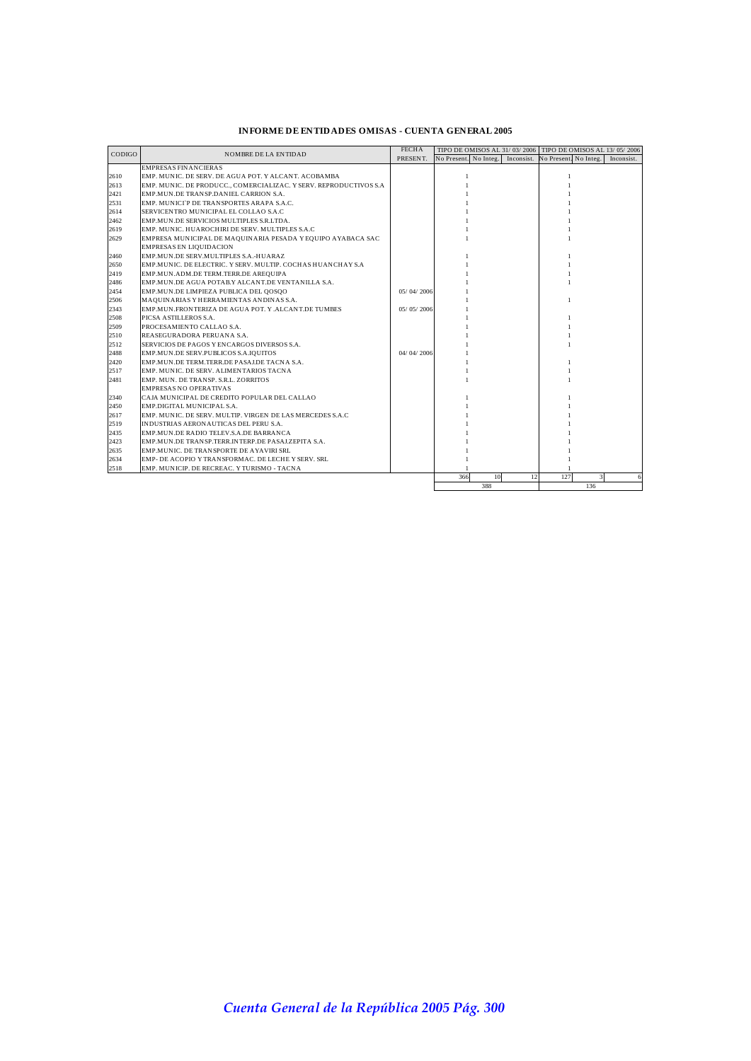# INFORME DE ENTIDADES OMISAS - CUENTA GENERAL 2005

| CODIGO | NOMBRE DE LA ENTIDAD | FECHA PRESENT. | TIPO DE OMISOS AL 31/03/2006 | | | TIPO DE OMISOS AL 13/05/2006 | | |
|---|---|---|---|---|---|---|---|---|
| | | | No Present. | No Integ. | Inconsist. | No Present. | No Integ. | Inconsist. |
| | EMPRESAS FINANCIERAS | | | | | | | |
| 2610 | EMP. MUNIC. DE SERV. DE AGUA POT. Y ALCANT. ACOBAMBA | | 1 | | | 1 | | |
| 2613 | EMP. MUNIC. DE PRODUCC., COMERCIALIZAC. Y SERV. REPRODUCTIVOS S.A | | 1 | | | 1 | | |
| 2421 | EMP.MUN.DE TRANSP.DANIEL CARRION S.A. | | 1 | | | 1 | | |
| 2531 | EMP. MUNICI'P DE TRANSPORTES ARAPA S.A.C. | | 1 | | | 1 | | |
| 2614 | SERVICENTRO MUNICIPAL EL COLLAO S.A.C | | 1 | | | 1 | | |
| 2462 | EMP.MUN.DE SERVICIOS MULTIPLES S.R.LTDA. | | 1 | | | 1 | | |
| 2619 | EMP. MUNIC. HUAROCHIRI DE SERV. MULTIPLES S.A.C | | 1 | | | 1 | | |
| 2629 | EMPRESA MUNICIPAL DE MAQUINARIA PESADA Y EQUIPO AYABACA SAC | | 1 | | | 1 | | |
| | EMPRESAS EN LIQUIDACION | | | | | | | |
| 2460 | EMP.MUN.DE SERV.MULTIPLES S.A.-HUARAZ | | 1 | | | 1 | | |
| 2650 | EMP.MUNIC. DE ELECTRIC. Y SERV. MULTIP. COCHAS HUANCHAY S.A | | 1 | | | 1 | | |
| 2419 | EMP.MUN.ADM.DE TERM.TERR.DE AREQUIPA | | 1 | | | 1 | | |
| 2486 | EMP.MUN.DE AGUA POTAB.Y ALCANT.DE VENTANILLA S.A. | | 1 | | | 1 | | |
| 2454 | EMP.MUN.DE LIMPIEZA PUBLICA DEL QOSQO | 05/04/2006 | 1 | | | | | |
| 2506 | MAQUINARIAS Y HERRAMIENTAS ANDINAS S.A. | | 1 | | | 1 | | |
| 2343 | EMP.MUN.FRONTERIZA DE AGUA POT. Y .ALCANT.DE TUMBES | 05/05/2006 | 1 | | | | | |
| 2508 | PICSA ASTILLEROS S.A. | | 1 | | | 1 | | |
| 2509 | PROCESAMIENTO CALLAO S.A. | | 1 | | | 1 | | |
| 2510 | REASEGURADORA PERUANA S.A. | | 1 | | | 1 | | |
| 2512 | SERVICIOS DE PAGOS Y ENCARGOS DIVERSOS S.A. | | 1 | | | 1 | | |
| 2488 | EMP.MUN.DE SERV.PUBLICOS S.A.IQUITOS | 04/04/2006 | 1 | | | | | |
| 2420 | EMP.MUN.DE TERM.TERR.DE PASAJ.DE TACNA S.A. | | 1 | | | 1 | | |
| 2517 | EMP. MUNIC. DE SERV. ALIMENTARIOS TACNA | | 1 | | | 1 | | |
| 2481 | EMP. MUN. DE TRANSP. S.R.L. ZORRITOS | | 1 | | | 1 | | |
| | EMPRESAS NO OPERATIVAS | | | | | | | |
| 2340 | CAJA MUNICIPAL DE CREDITO POPULAR DEL CALLAO | | 1 | | | 1 | | |
| 2450 | EMP.DIGITAL MUNICIPAL S.A. | | 1 | | | 1 | | |
| 2617 | EMP. MUNIC. DE SERV. MULTIP. VIRGEN DE LAS MERCEDES S.A.C | | 1 | | | 1 | | |
| 2519 | INDUSTRIAS AERONAUTICAS DEL PERU S.A. | | 1 | | | 1 | | |
| 2435 | EMP.MUN.DE RADIO TELEV.S.A.DE BARRANCA | | 1 | | | 1 | | |
| 2423 | EMP.MUN.DE TRANSP.TERR.INTERP.DE PASAJ.ZEPITA S.A. | | 1 | | | 1 | | |
| 2635 | EMP.MUNIC. DE TRANSPORTE DE AYAVIRI SRL | | 1 | | | 1 | | |
| 2634 | EMP- DE ACOPIO Y TRANSFORMAC. DE LECHE Y SERV. SRL | | 1 | | | 1 | | |
| 2518 | EMP. MUNICIP. DE RECREAC. Y TURISMO - TACNA | | 1 | | | 1 | | |
| | | | 366 | 10 | 12 | 127 | 3 | 6 |
| | | | | 388 | | | 136 | |

*Cuenta General de la República 2005 Pág. 300*